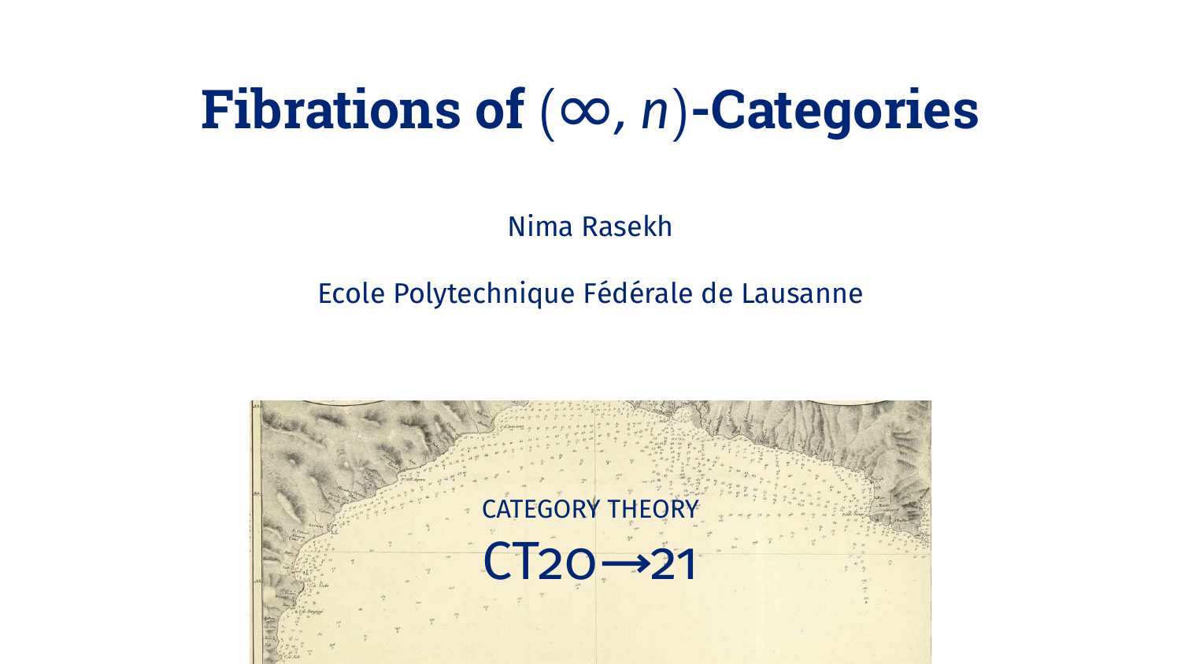# Fibrations of $(\infty, n)$-Categories

Nima Rasekh

Ecole Polytechnique Fédérale de Lausanne

CATEGORY THEORY

CT20→21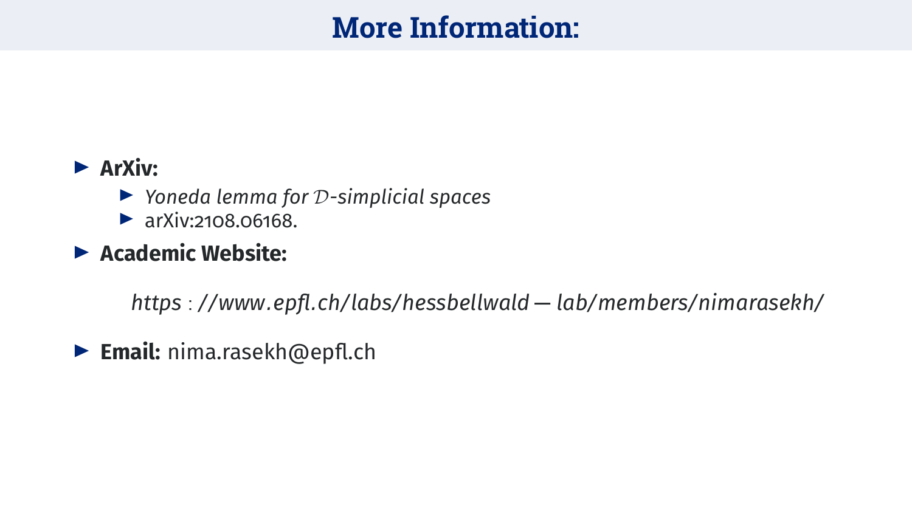# More Information:

- **ArXiv:**
  - *Yoneda lemma for $\mathcal{D}$-simplicial spaces*
  - arXiv:2108.06168.
- **Academic Website:**

  $$https://www.epfl.ch/labs/hessbellwald-lab/members/nimarasekh/$$

- **Email:** nima.rasekh@epfl.ch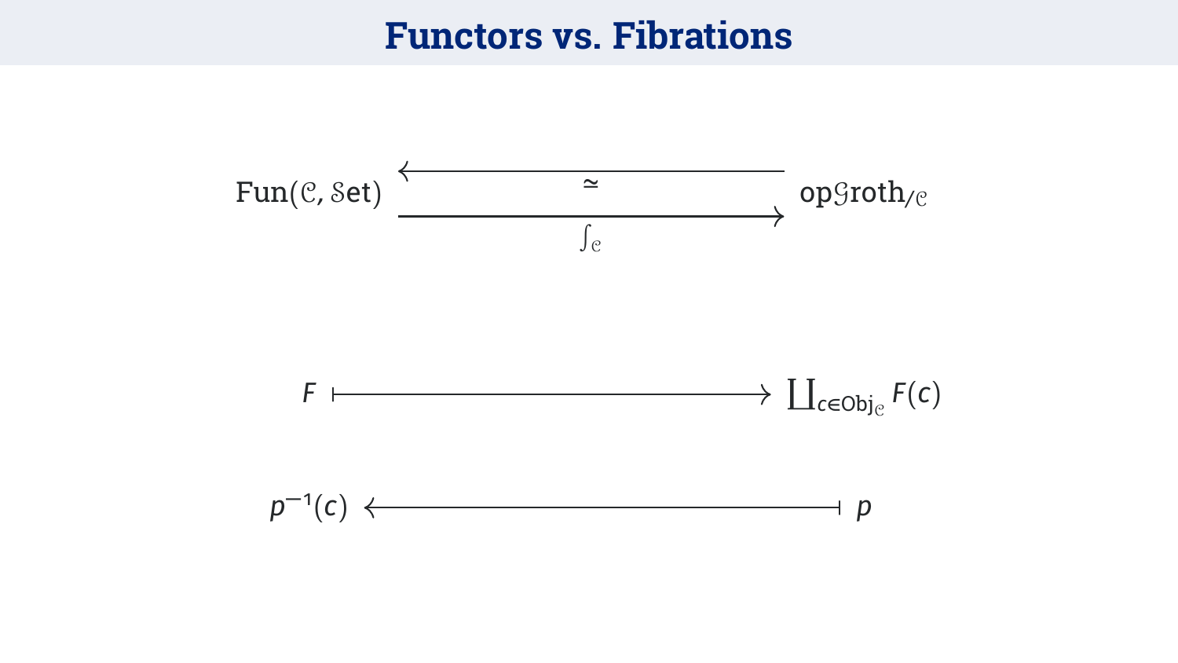# Functors vs. Fibrations

$$\mathrm{Fun}(\mathcal{C}, \mathcal{S}\mathrm{et}) \underset{\int_{\mathcal{C}}}{\overset{\simeq}{\rightleftarrows}} \mathrm{op}\mathcal{G}\mathrm{roth}_{/\mathcal{C}}$$

$$F \longmapsto \coprod_{c \in \mathrm{Obj}_{\mathcal{C}}} F(c)$$

$$p^{-1}(c) \longleftarrow\!\shortmid\; p$$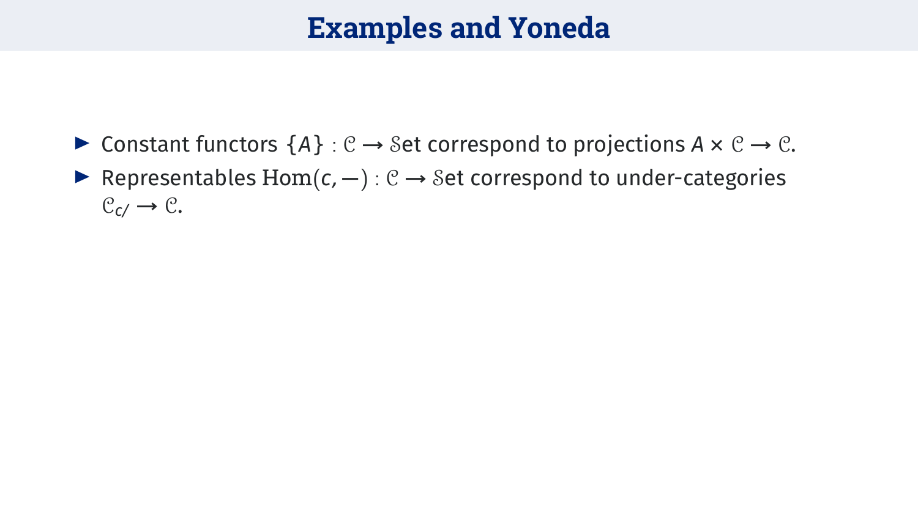# Examples and Yoneda

- Constant functors $\{A\} : \mathcal{C} \to \mathcal{S}\mathrm{et}$ correspond to projections $A \times \mathcal{C} \to \mathcal{C}$.
- Representables $\mathrm{Hom}(c, -) : \mathcal{C} \to \mathcal{S}\mathrm{et}$ correspond to under-categories $\mathcal{C}_{c/} \to \mathcal{C}$.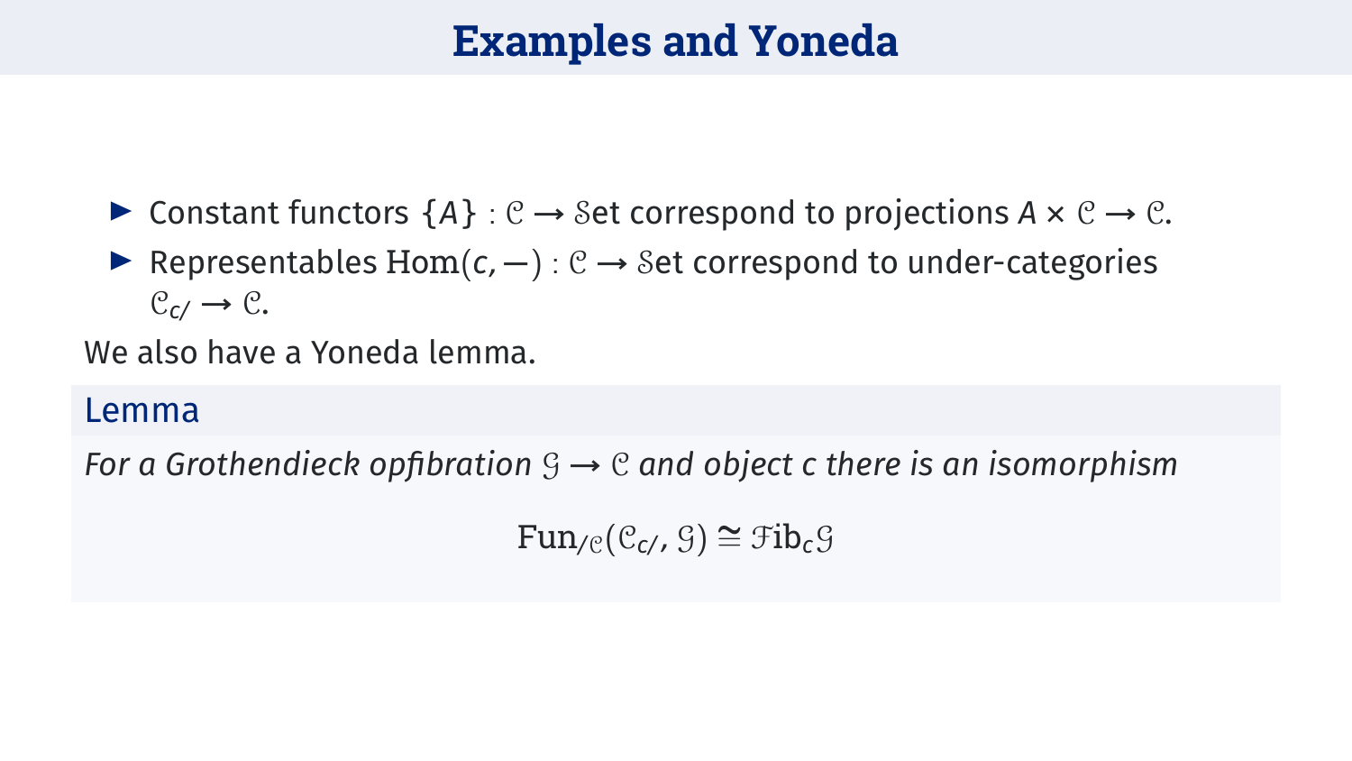# Examples and Yoneda

- Constant functors $\{A\} : \mathcal{C} \to \mathcal{S}\mathrm{et}$ correspond to projections $A \times \mathcal{C} \to \mathcal{C}$.
- Representables $\mathrm{Hom}(c, -) : \mathcal{C} \to \mathcal{S}\mathrm{et}$ correspond to under-categories $\mathcal{C}_{c/} \to \mathcal{C}$.

We also have a Yoneda lemma.

**Lemma**

*For a Grothendieck opfibration $\mathcal{G} \to \mathcal{C}$ and object $c$ there is an isomorphism*

$$\mathrm{Fun}_{/\mathcal{C}}(\mathcal{C}_{c/}, \mathcal{G}) \cong \mathcal{F}\mathrm{ib}_c \mathcal{G}$$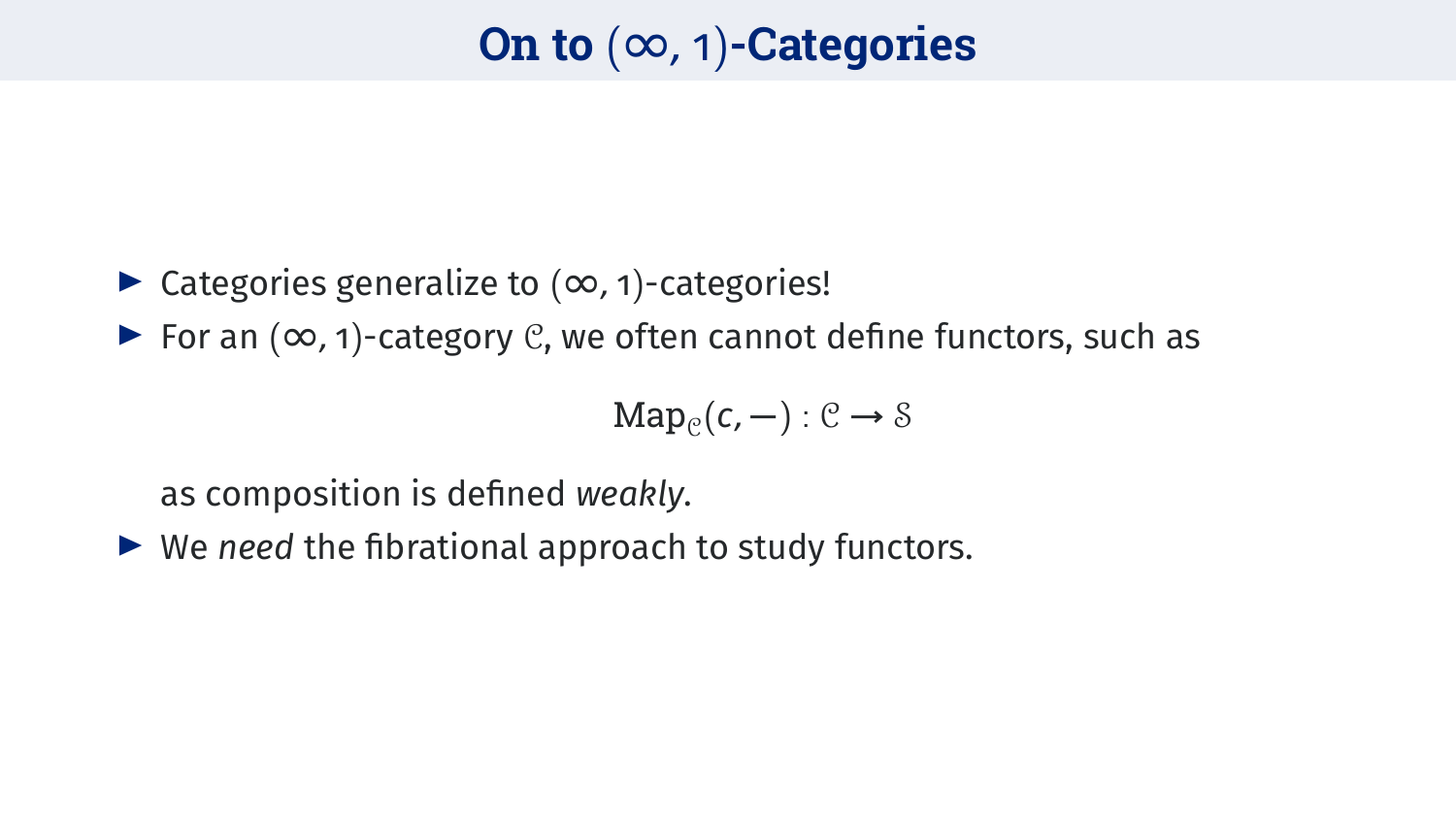# On to $(\infty, 1)$-Categories

- Categories generalize to $(\infty, 1)$-categories!
- For an $(\infty, 1)$-category $\mathcal{C}$, we often cannot define functors, such as

$$\mathrm{Map}_{\mathcal{C}}(c, -) : \mathcal{C} \to \mathcal{S}$$

  as composition is defined *weakly*.
- We *need* the fibrational approach to study functors.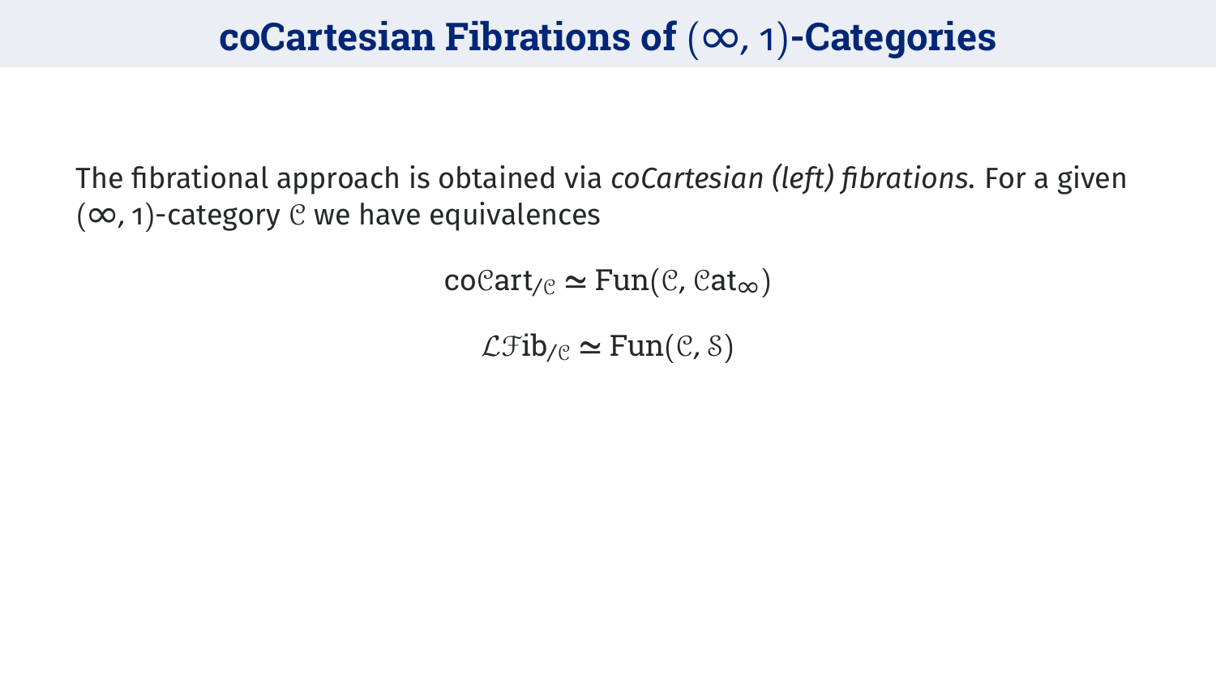# coCartesian Fibrations of $(\infty, 1)$-Categories

The fibrational approach is obtained via *coCartesian (left) fibrations*. For a given $(\infty, 1)$-category $\mathcal{C}$ we have equivalences

$$\mathrm{co}\mathcal{C}\mathrm{art}_{/\mathcal{C}} \simeq \mathrm{Fun}(\mathcal{C}, \mathcal{C}\mathrm{at}_\infty)$$

$$\mathcal{LF}\mathrm{ib}_{/\mathcal{C}} \simeq \mathrm{Fun}(\mathcal{C}, \mathcal{S})$$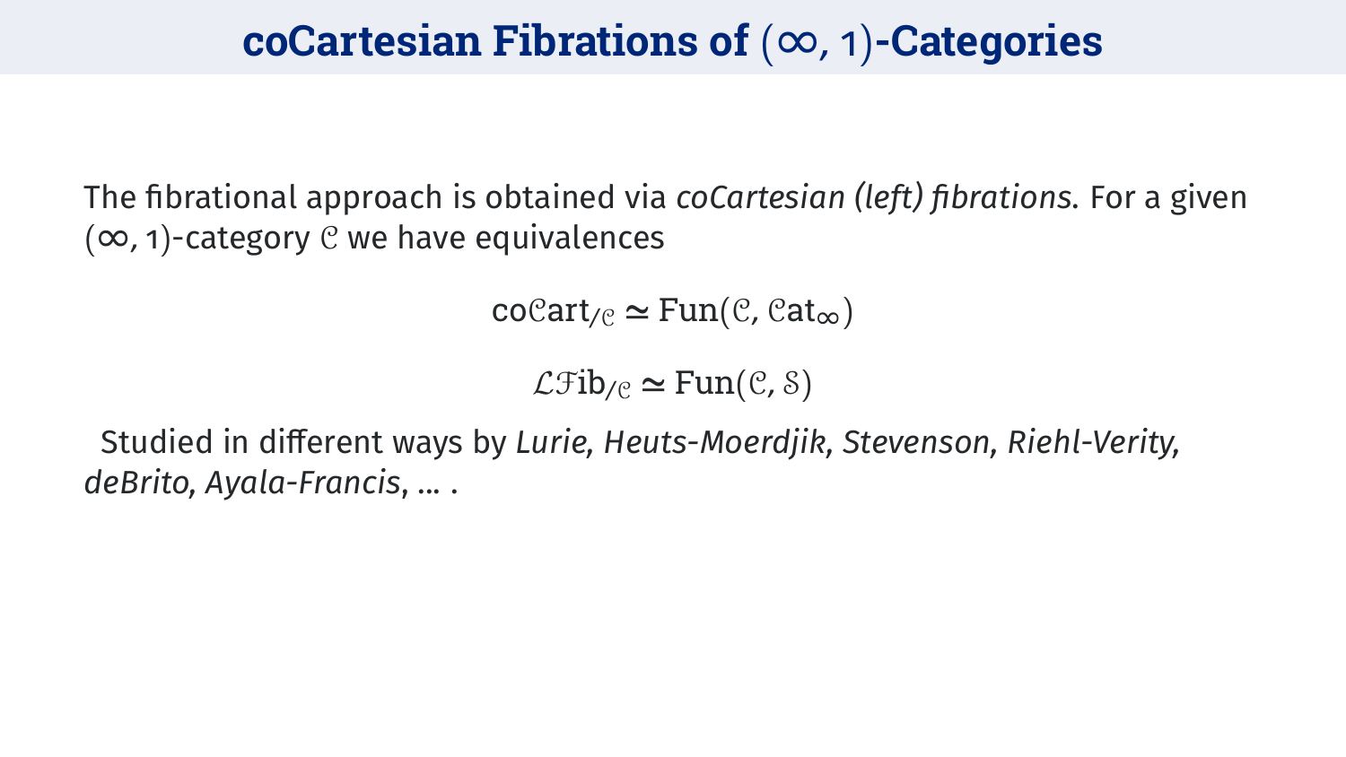# coCartesian Fibrations of $(\infty, 1)$-Categories

The fibrational approach is obtained via *coCartesian (left) fibrations*. For a given $(\infty, 1)$-category $\mathcal{C}$ we have equivalences

$$\mathrm{co}\mathcal{C}\mathrm{art}_{/\mathcal{C}} \simeq \mathrm{Fun}(\mathcal{C}, \mathcal{C}\mathrm{at}_\infty)$$

$$\mathcal{LF}\mathrm{ib}_{/\mathcal{C}} \simeq \mathrm{Fun}(\mathcal{C}, \mathcal{S})$$

Studied in different ways by *Lurie*, *Heuts-Moerdjik*, *Stevenson*, *Riehl-Verity*, *deBrito*, *Ayala-Francis*, ... .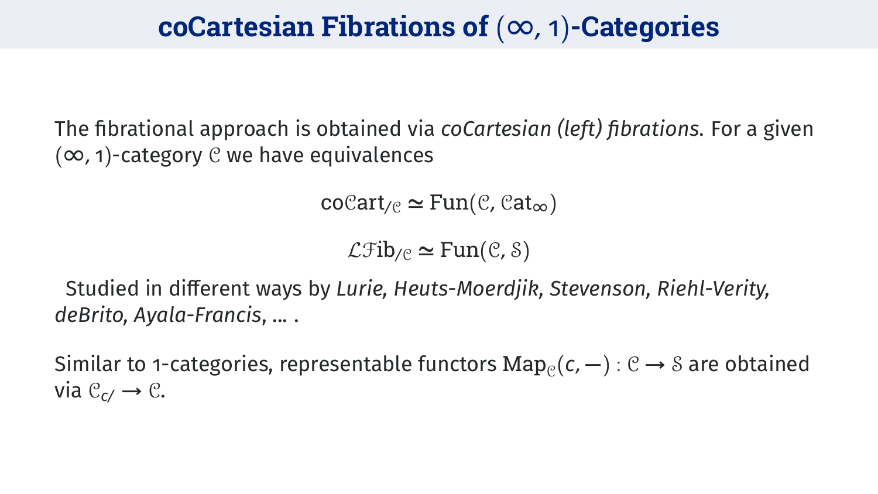# coCartesian Fibrations of $(\infty, 1)$-Categories

The fibrational approach is obtained via *coCartesian (left) fibrations*. For a given $(\infty, 1)$-category $\mathcal{C}$ we have equivalences

$$\mathrm{co}\mathcal{C}\mathrm{art}_{/\mathcal{C}} \simeq \mathrm{Fun}(\mathcal{C}, \mathcal{C}\mathrm{at}_\infty)$$

$$\mathcal{LF}\mathrm{ib}_{/\mathcal{C}} \simeq \mathrm{Fun}(\mathcal{C}, \mathcal{S})$$

Studied in different ways by *Lurie*, *Heuts-Moerdjik*, *Stevenson*, *Riehl-Verity*, *deBrito*, *Ayala-Francis*, ... .

Similar to 1-categories, representable functors $\mathrm{Map}_{\mathcal{C}}(c, -) : \mathcal{C} \to \mathcal{S}$ are obtained via $\mathcal{C}_{c/} \to \mathcal{C}$.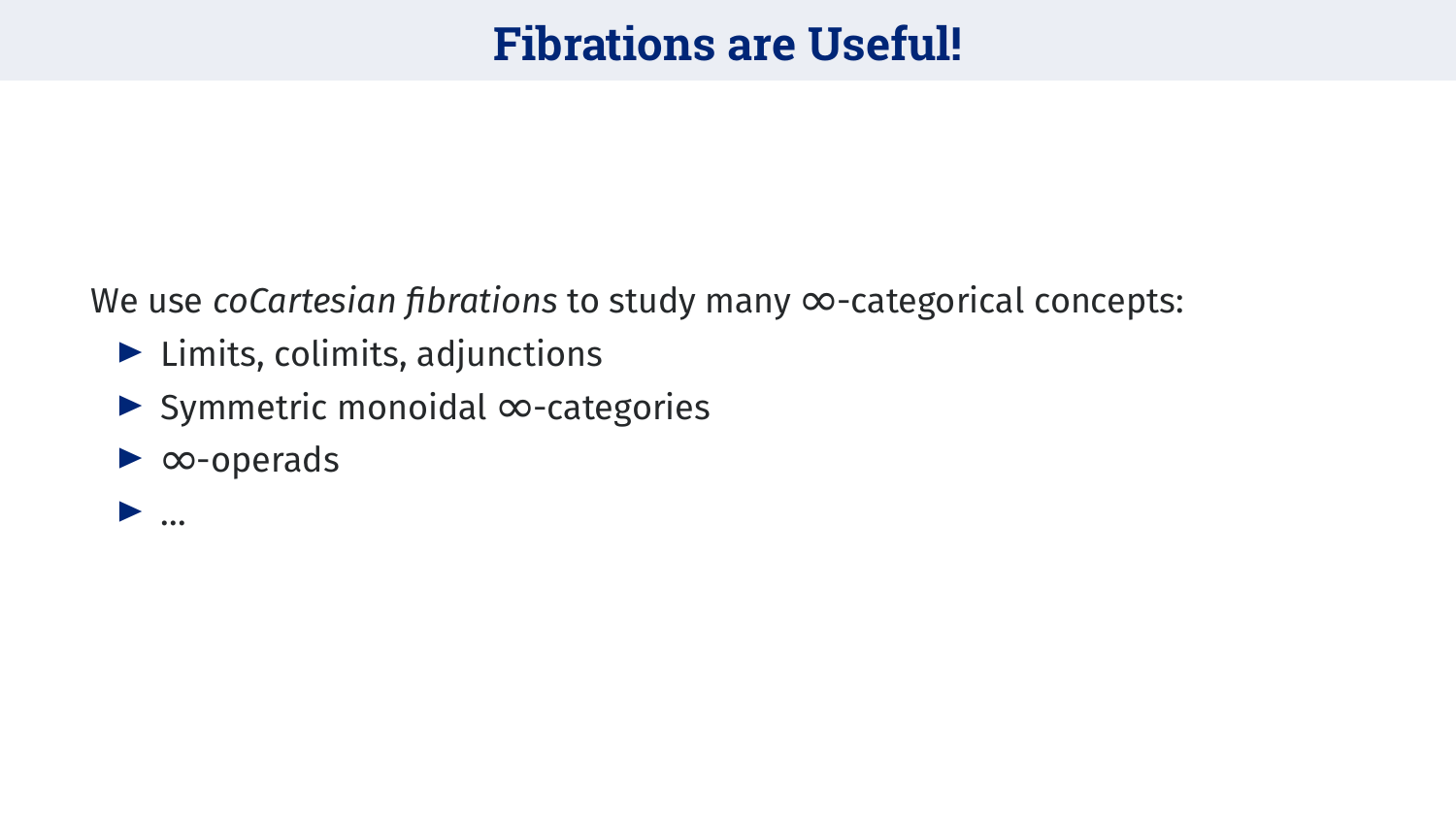# Fibrations are Useful!

We use *coCartesian fibrations* to study many $\infty$-categorical concepts:

- Limits, colimits, adjunctions
- Symmetric monoidal $\infty$-categories
- $\infty$-operads
- ...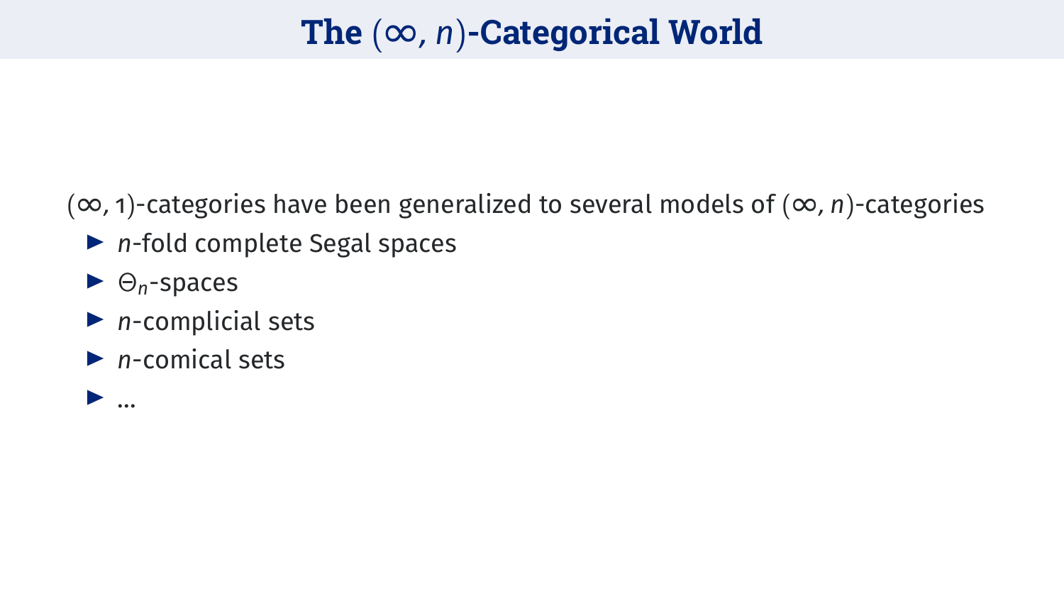# The $(\infty, n)$-Categorical World

$(\infty, 1)$-categories have been generalized to several models of $(\infty, n)$-categories

- $n$-fold complete Segal spaces
- $\Theta_n$-spaces
- $n$-complicial sets
- $n$-comical sets
- ...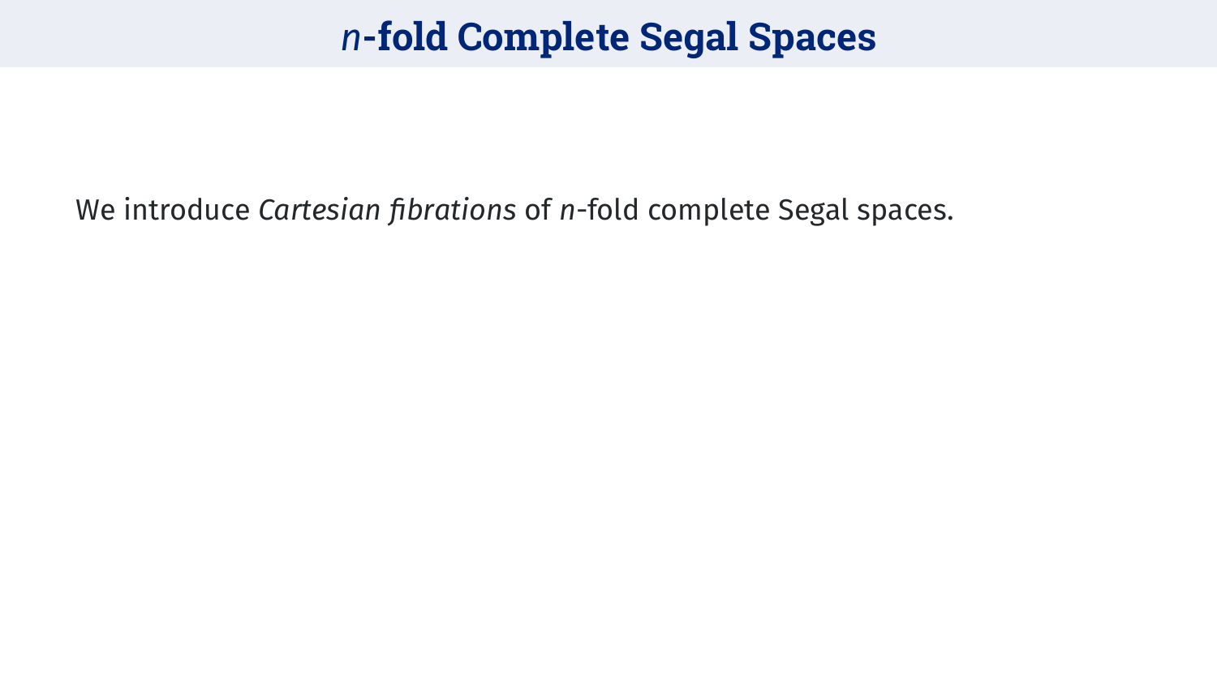# $n$-fold Complete Segal Spaces

We introduce *Cartesian fibrations* of $n$-fold complete Segal spaces.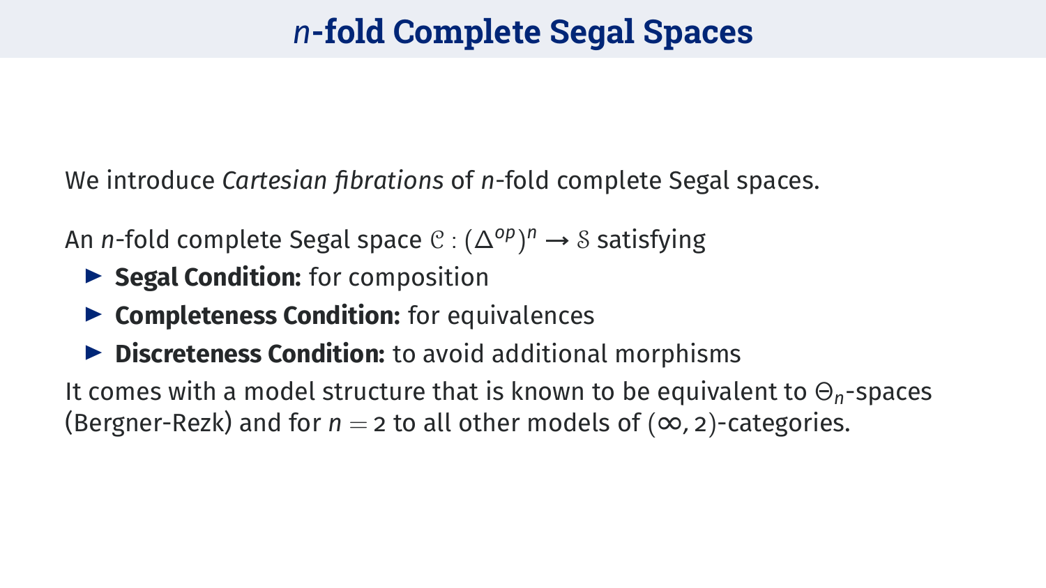# $n$-fold Complete Segal Spaces

We introduce *Cartesian fibrations* of $n$-fold complete Segal spaces.

An $n$-fold complete Segal space $\mathcal{C} : (\Delta^{op})^n \to \mathcal{S}$ satisfying

- **Segal Condition:** for composition
- **Completeness Condition:** for equivalences
- **Discreteness Condition:** to avoid additional morphisms

It comes with a model structure that is known to be equivalent to $\Theta_n$-spaces (Bergner-Rezk) and for $n = 2$ to all other models of $(\infty, 2)$-categories.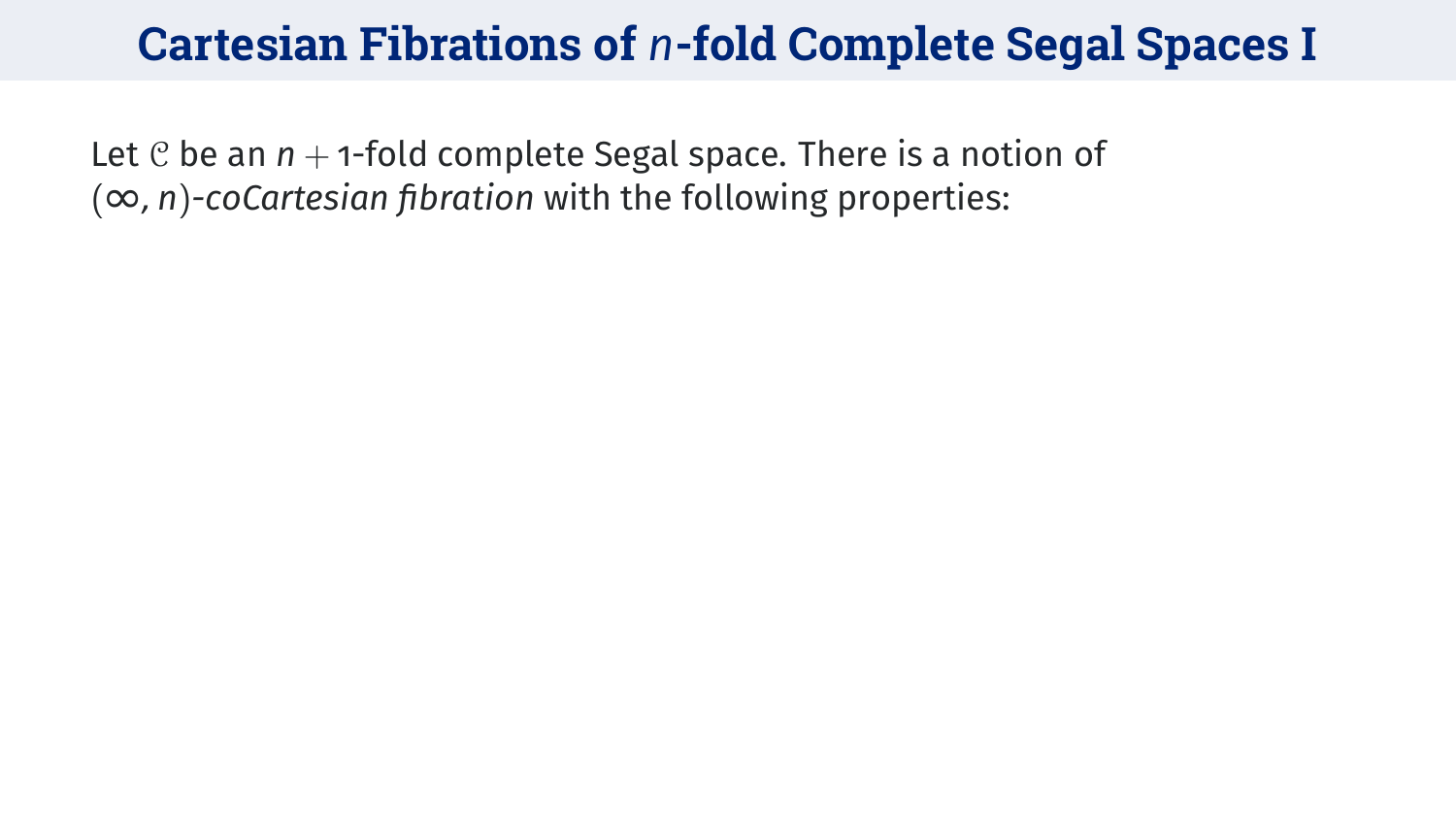# Cartesian Fibrations of $n$-fold Complete Segal Spaces I

Let $\mathcal{C}$ be an $n+1$-fold complete Segal space. There is a notion of $(\infty, n)$-*coCartesian fibration* with the following properties: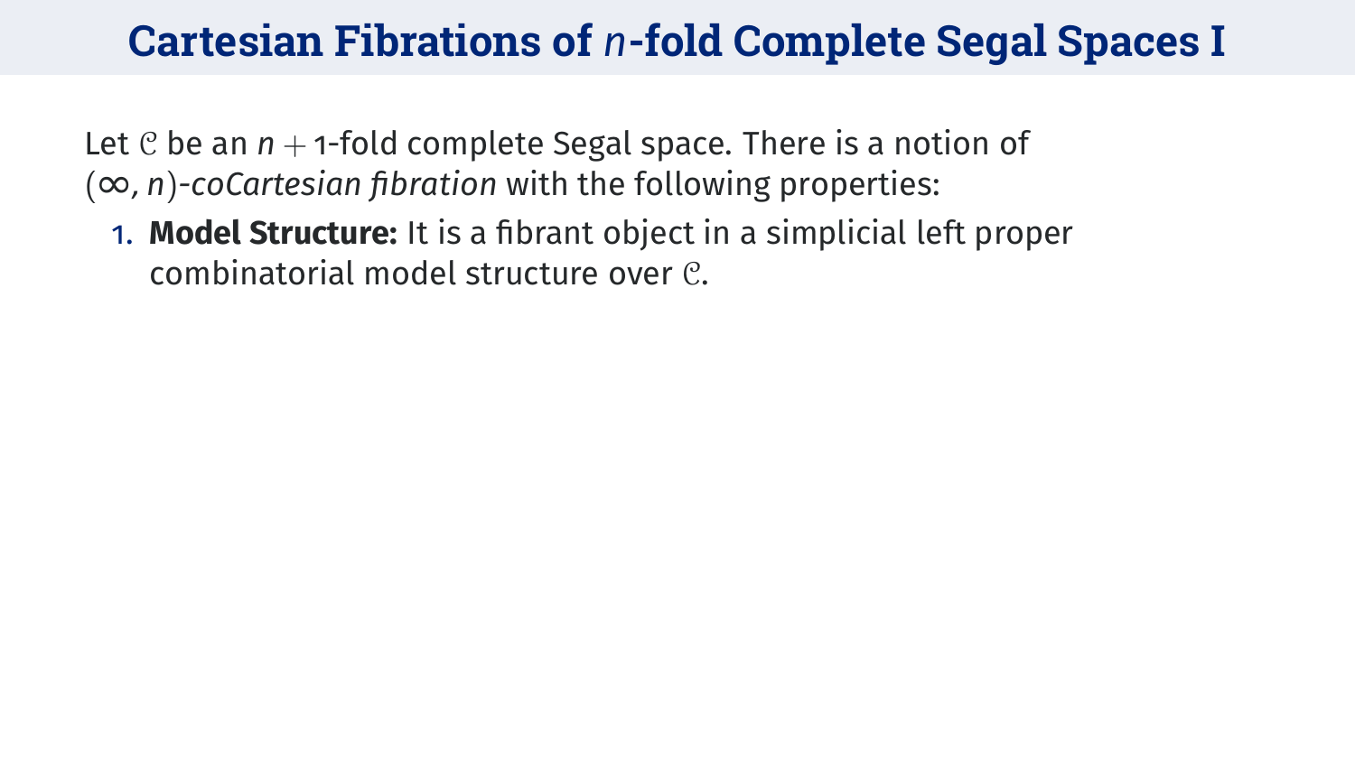# Cartesian Fibrations of $n$-fold Complete Segal Spaces I

Let $\mathcal{C}$ be an $n+1$-fold complete Segal space. There is a notion of $(\infty, n)$-*coCartesian fibration* with the following properties:

1. **Model Structure:** It is a fibrant object in a simplicial left proper combinatorial model structure over $\mathcal{C}$.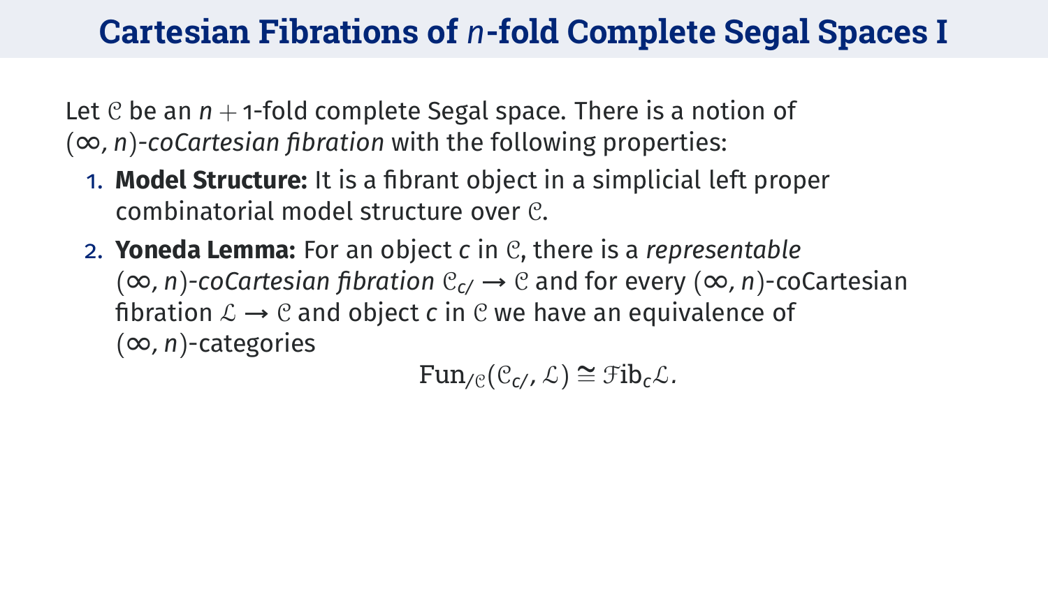# Cartesian Fibrations of $n$-fold Complete Segal Spaces I

Let $\mathcal{C}$ be an $n+1$-fold complete Segal space. There is a notion of $(\infty, n)$-*coCartesian fibration* with the following properties:

1. **Model Structure:** It is a fibrant object in a simplicial left proper combinatorial model structure over $\mathcal{C}$.
2. **Yoneda Lemma:** For an object $c$ in $\mathcal{C}$, there is a *representable* $(\infty, n)$-*coCartesian fibration* $\mathcal{C}_{c/} \to \mathcal{C}$ and for every $(\infty, n)$-coCartesian fibration $\mathcal{L} \to \mathcal{C}$ and object $c$ in $\mathcal{C}$ we have an equivalence of $(\infty, n)$-categories

$$\mathrm{Fun}_{/\mathcal{C}}(\mathcal{C}_{c/}, \mathcal{L}) \cong \mathcal{F}\mathrm{ib}_c\mathcal{L}.$$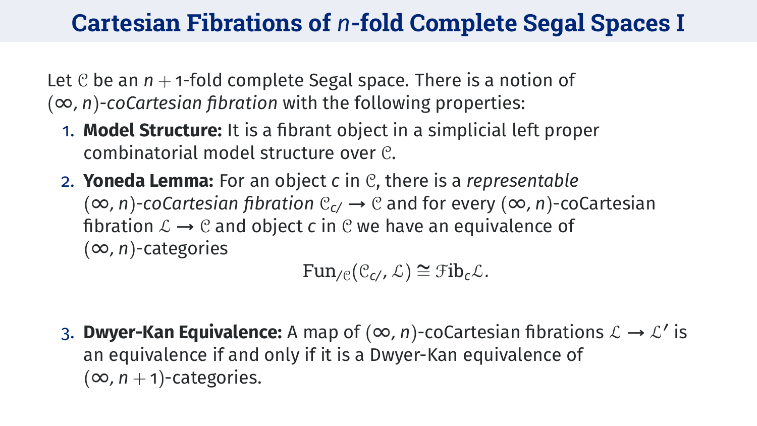# Cartesian Fibrations of $n$-fold Complete Segal Spaces I

Let $\mathcal{C}$ be an $n+1$-fold complete Segal space. There is a notion of $(\infty, n)$-*coCartesian fibration* with the following properties:

1. **Model Structure:** It is a fibrant object in a simplicial left proper combinatorial model structure over $\mathcal{C}$.
2. **Yoneda Lemma:** For an object $c$ in $\mathcal{C}$, there is a *representable* $(\infty, n)$-*coCartesian fibration* $\mathcal{C}_{c/} \to \mathcal{C}$ and for every $(\infty, n)$-coCartesian fibration $\mathcal{L} \to \mathcal{C}$ and object $c$ in $\mathcal{C}$ we have an equivalence of $(\infty, n)$-categories
$$\mathrm{Fun}_{/\mathcal{C}}(\mathcal{C}_{c/}, \mathcal{L}) \cong \mathcal{F}\mathrm{ib}_c\mathcal{L}.$$
3. **Dwyer-Kan Equivalence:** A map of $(\infty, n)$-coCartesian fibrations $\mathcal{L} \to \mathcal{L}'$ is an equivalence if and only if it is a Dwyer-Kan equivalence of $(\infty, n+1)$-categories.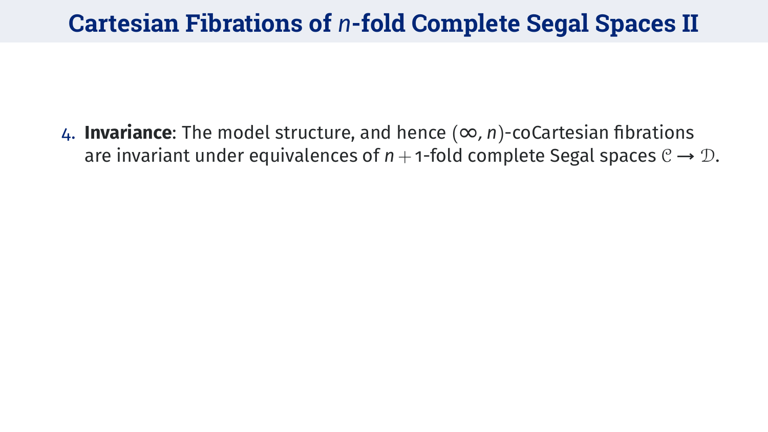# Cartesian Fibrations of $n$-fold Complete Segal Spaces II

4. **Invariance**: The model structure, and hence $(\infty, n)$-coCartesian fibrations are invariant under equivalences of $n+1$-fold complete Segal spaces $\mathcal{C} \to \mathcal{D}$.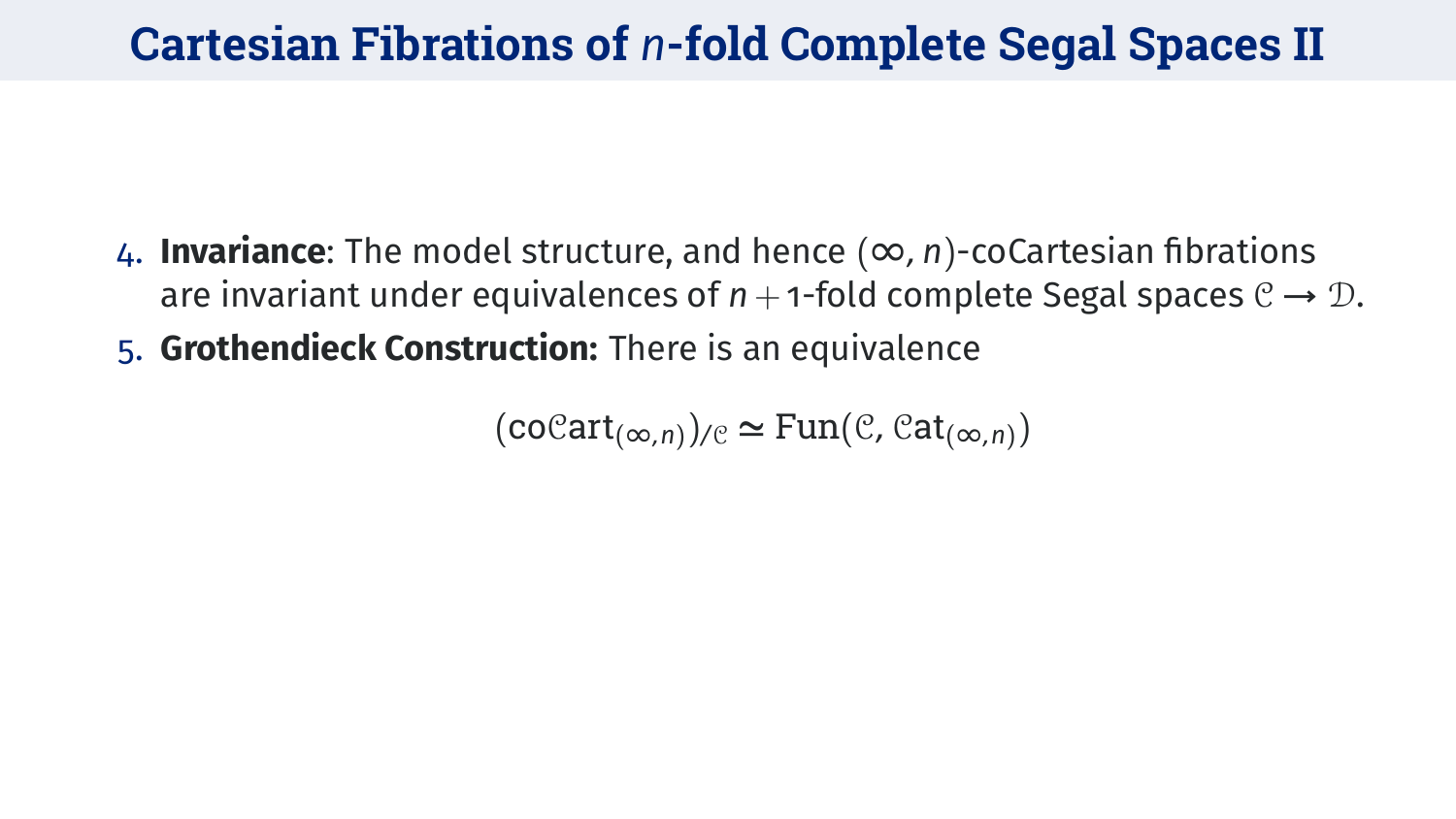# Cartesian Fibrations of $n$-fold Complete Segal Spaces II

4. **Invariance**: The model structure, and hence $(\infty, n)$-coCartesian fibrations are invariant under equivalences of $n+1$-fold complete Segal spaces $\mathcal{C} \to \mathcal{D}$.
5. **Grothendieck Construction:** There is an equivalence

$$(\mathrm{co}\mathcal{C}\mathrm{art}_{(\infty,n)})_{/\mathcal{C}} \simeq \mathrm{Fun}(\mathcal{C}, \mathcal{C}\mathrm{at}_{(\infty,n)})$$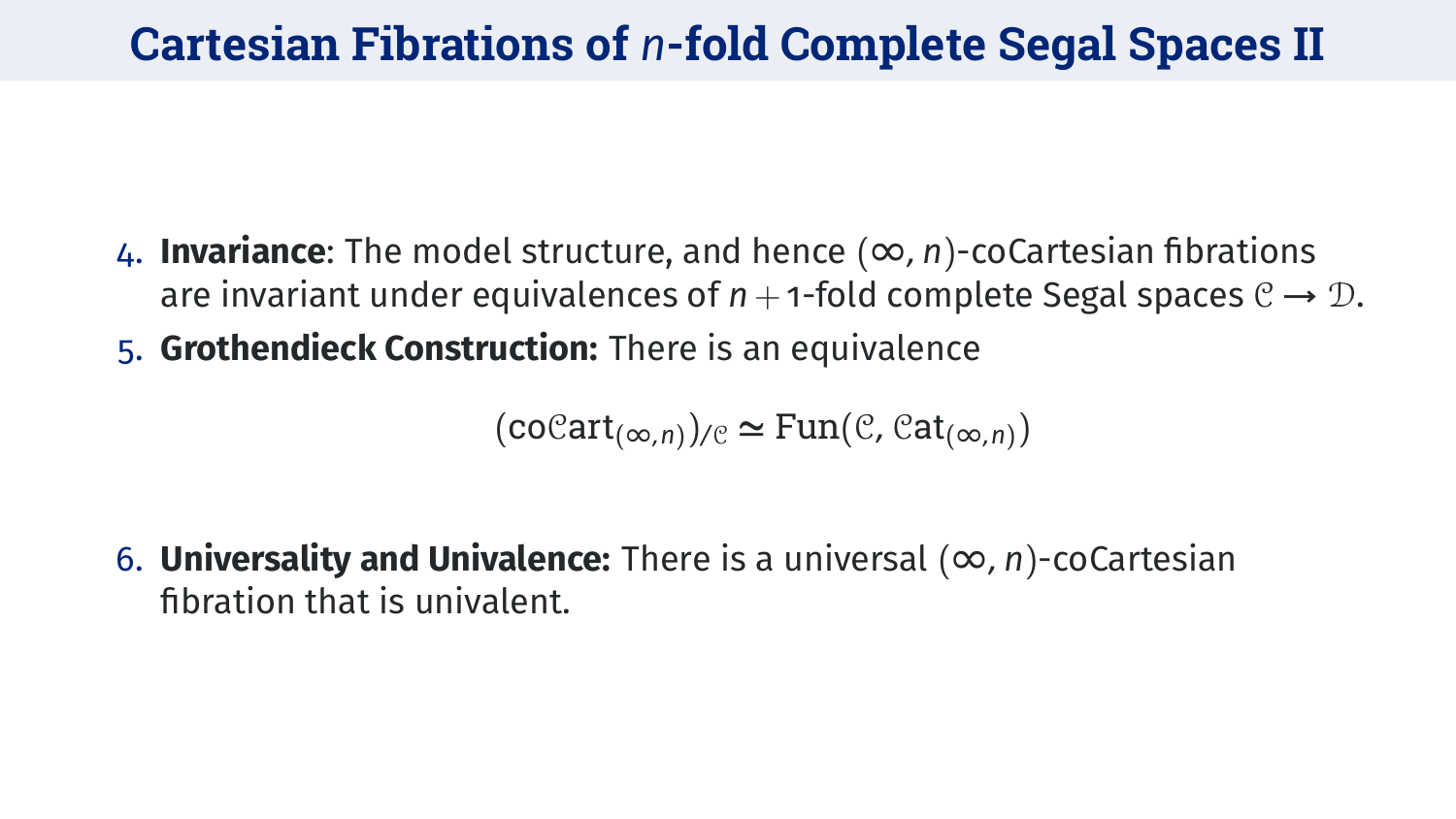# Cartesian Fibrations of $n$-fold Complete Segal Spaces II

4. **Invariance**: The model structure, and hence $(\infty, n)$-coCartesian fibrations are invariant under equivalences of $n+1$-fold complete Segal spaces $\mathcal{C} \to \mathcal{D}$.
5. **Grothendieck Construction:** There is an equivalence

$$(\mathrm{co}\mathcal{C}\mathrm{art}_{(\infty,n)})_{/\mathcal{C}} \simeq \mathrm{Fun}(\mathcal{C}, \mathcal{C}\mathrm{at}_{(\infty,n)})$$

6. **Universality and Univalence:** There is a universal $(\infty, n)$-coCartesian fibration that is univalent.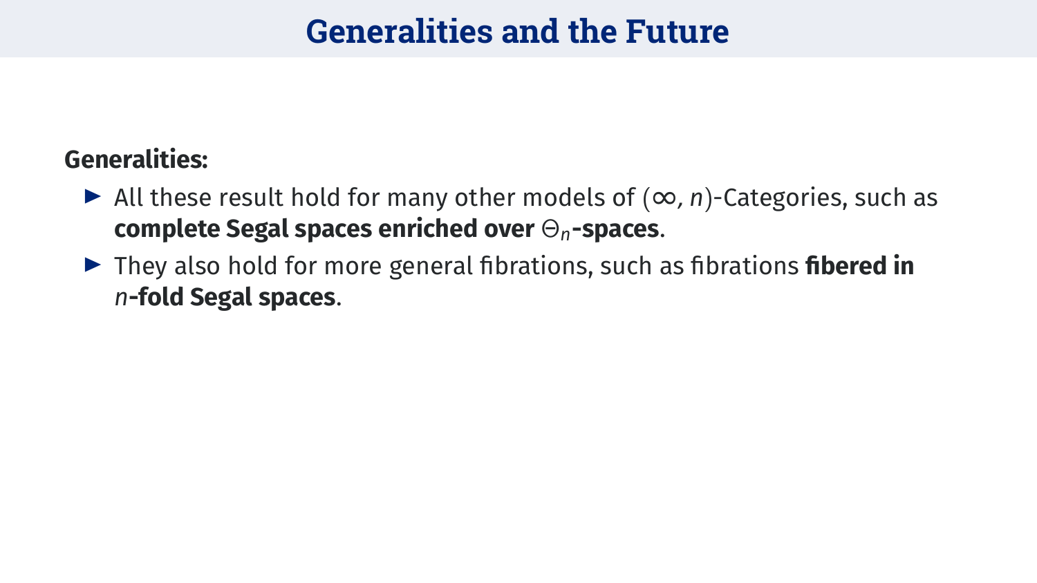# Generalities and the Future

**Generalities:**

- All these result hold for many other models of $(\infty, n)$-Categories, such as **complete Segal spaces enriched over $\Theta_n$-spaces**.
- They also hold for more general fibrations, such as fibrations **fibered in $n$-fold Segal spaces**.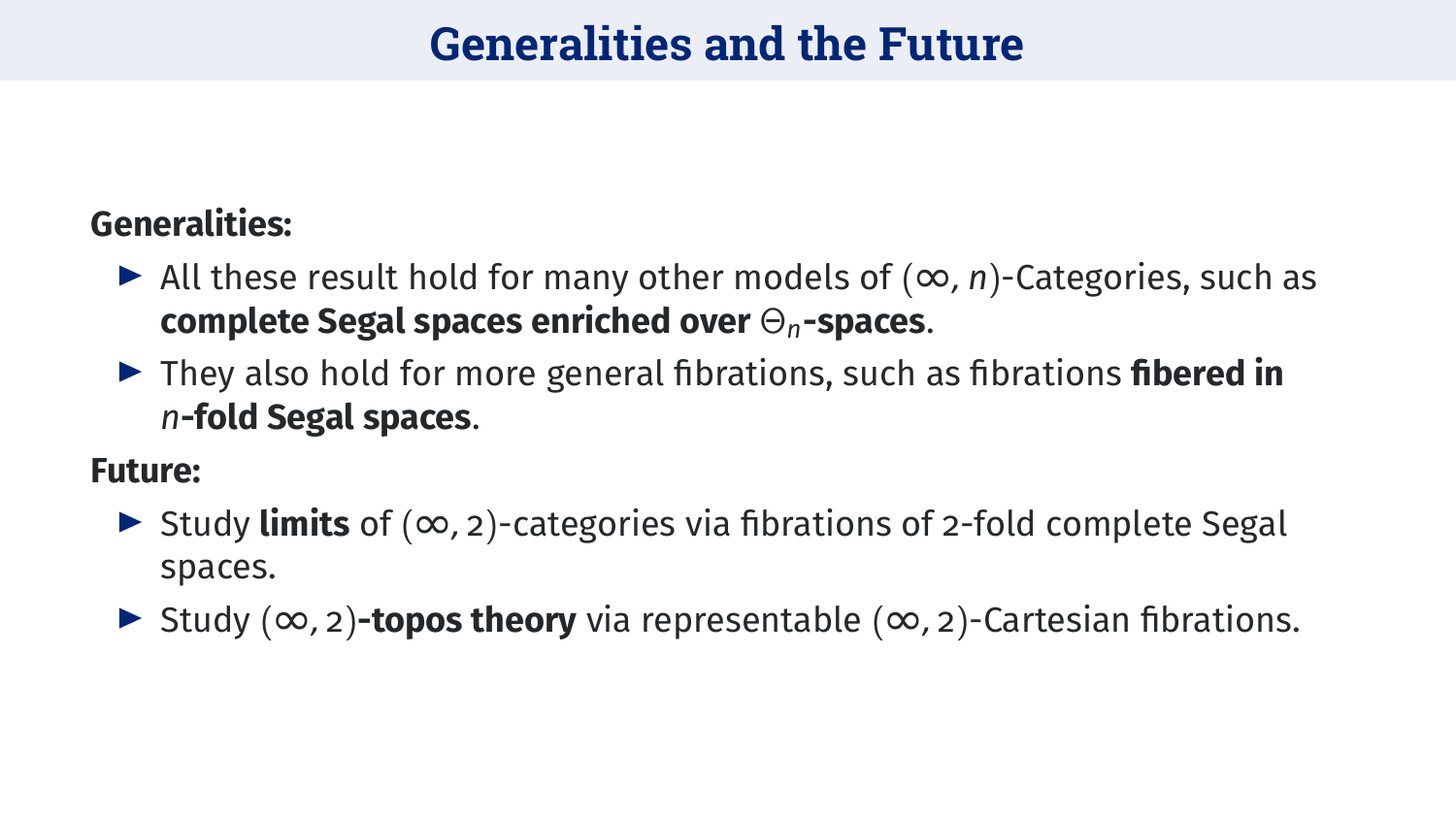# Generalities and the Future

**Generalities:**

- All these result hold for many other models of $(\infty, n)$-Categories, such as **complete Segal spaces enriched over $\Theta_n$-spaces**.
- They also hold for more general fibrations, such as fibrations **fibered in $n$-fold Segal spaces**.

**Future:**

- Study **limits** of $(\infty, 2)$-categories via fibrations of 2-fold complete Segal spaces.
- Study $(\infty, 2)$**-topos theory** via representable $(\infty, 2)$-Cartesian fibrations.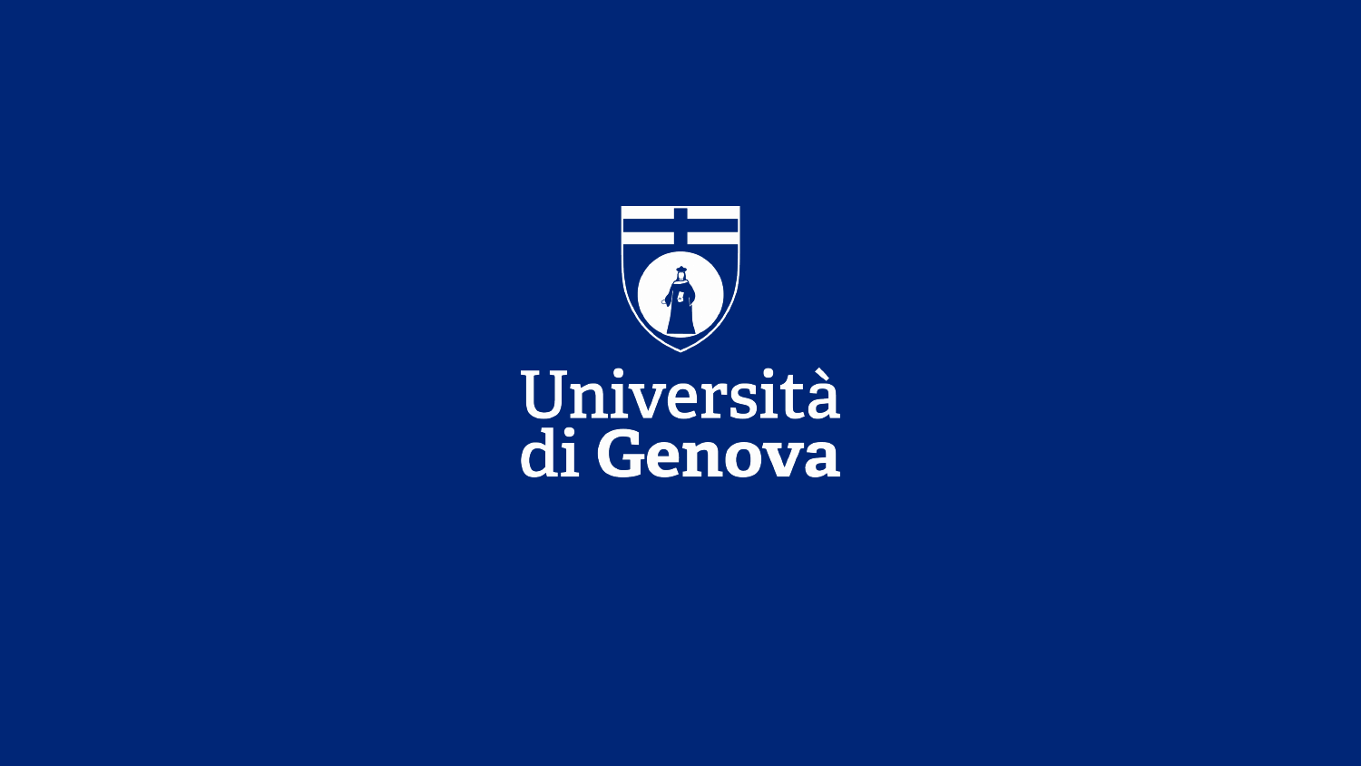Università
di Genova